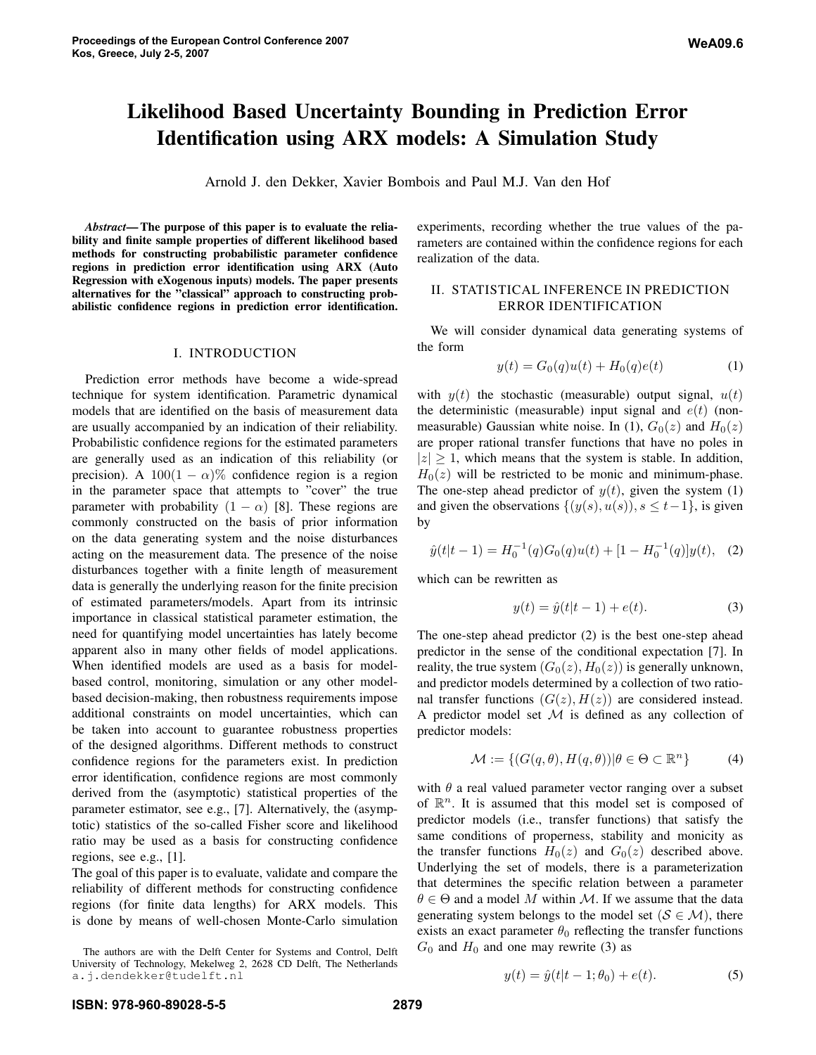# Likelihood Based Uncertainty Bounding in Prediction Error Identification using ARX models: A Simulation Study

Arnold J. den Dekker, Xavier Bombois and Paul M.J. Van den Hof

***Abstract*— The purpose of this paper is to evaluate the reliability and finite sample properties of different likelihood based methods for constructing probabilistic parameter confidence regions in prediction error identification using ARX (Auto Regression with eXogenous inputs) models. The paper presents alternatives for the "classical" approach to constructing probabilistic confidence regions in prediction error identification.**

## I. INTRODUCTION

Prediction error methods have become a wide-spread technique for system identification. Parametric dynamical models that are identified on the basis of measurement data are usually accompanied by an indication of their reliability. Probabilistic confidence regions for the estimated parameters are generally used as an indication of this reliability (or precision). A $100(1-\alpha)\%$ confidence region is a region in the parameter space that attempts to "cover" the true parameter with probability $(1-\alpha)$ [8]. These regions are commonly constructed on the basis of prior information on the data generating system and the noise disturbances acting on the measurement data. The presence of the noise disturbances together with a finite length of measurement data is generally the underlying reason for the finite precision of estimated parameters/models. Apart from its intrinsic importance in classical statistical parameter estimation, the need for quantifying model uncertainties has lately become apparent also in many other fields of model applications. When identified models are used as a basis for model-based control, monitoring, simulation or any other model-based decision-making, then robustness requirements impose additional constraints on model uncertainties, which can be taken into account to guarantee robustness properties of the designed algorithms. Different methods to construct confidence regions for the parameters exist. In prediction error identification, confidence regions are most commonly derived from the (asymptotic) statistical properties of the parameter estimator, see e.g., [7]. Alternatively, the (asymptotic) statistics of the so-called Fisher score and likelihood ratio may be used as a basis for constructing confidence regions, see e.g., [1].

The goal of this paper is to evaluate, validate and compare the reliability of different methods for constructing confidence regions (for finite data lengths) for ARX models. This is done by means of well-chosen Monte-Carlo simulation experiments, recording whether the true values of the parameters are contained within the confidence regions for each realization of the data.

The authors are with the Delft Center for Systems and Control, Delft University of Technology, Mekelweg 2, 2628 CD Delft, The Netherlands a.j.dendekker@tudelft.nl

## II. STATISTICAL INFERENCE IN PREDICTION ERROR IDENTIFICATION

We will consider dynamical data generating systems of the form

$$y(t) = G_0(q)u(t) + H_0(q)e(t) \tag{1}$$

with $y(t)$ the stochastic (measurable) output signal, $u(t)$ the deterministic (measurable) input signal and $e(t)$ (non-measurable) Gaussian white noise. In (1), $G_0(z)$ and $H_0(z)$ are proper rational transfer functions that have no poles in $|z| \geq 1$, which means that the system is stable. In addition, $H_0(z)$ will be restricted to be monic and minimum-phase. The one-step ahead predictor of $y(t)$, given the system (1) and given the observations $\{(y(s), u(s)), s \leq t-1\}$, is given by

$$\hat{y}(t|t-1) = H_0^{-1}(q)G_0(q)u(t) + [1 - H_0^{-1}(q)]y(t), \tag{2}$$

which can be rewritten as

$$y(t) = \hat{y}(t|t-1) + e(t). \tag{3}$$

The one-step ahead predictor (2) is the best one-step ahead predictor in the sense of the conditional expectation [7]. In reality, the true system $(G_0(z), H_0(z))$ is generally unknown, and predictor models determined by a collection of two rational transfer functions $(G(z), H(z))$ are considered instead. A predictor model set $\mathcal{M}$ is defined as any collection of predictor models:

$$\mathcal{M} := \{(G(q,\theta), H(q,\theta)) | \theta \in \Theta \subset \mathbb{R}^n\} \tag{4}$$

with $\theta$ a real valued parameter vector ranging over a subset of $\mathbb{R}^n$. It is assumed that this model set is composed of predictor models (i.e., transfer functions) that satisfy the same conditions of properness, stability and monicity as the transfer functions $H_0(z)$ and $G_0(z)$ described above. Underlying the set of models, there is a parameterization that determines the specific relation between a parameter $\theta \in \Theta$ and a model $M$ within $\mathcal{M}$. If we assume that the data generating system belongs to the model set ($\mathcal{S} \in \mathcal{M}$), there exists an exact parameter $\theta_0$ reflecting the transfer functions $G_0$ and $H_0$ and one may rewrite (3) as

$$y(t) = \hat{y}(t|t-1;\theta_0) + e(t). \tag{5}$$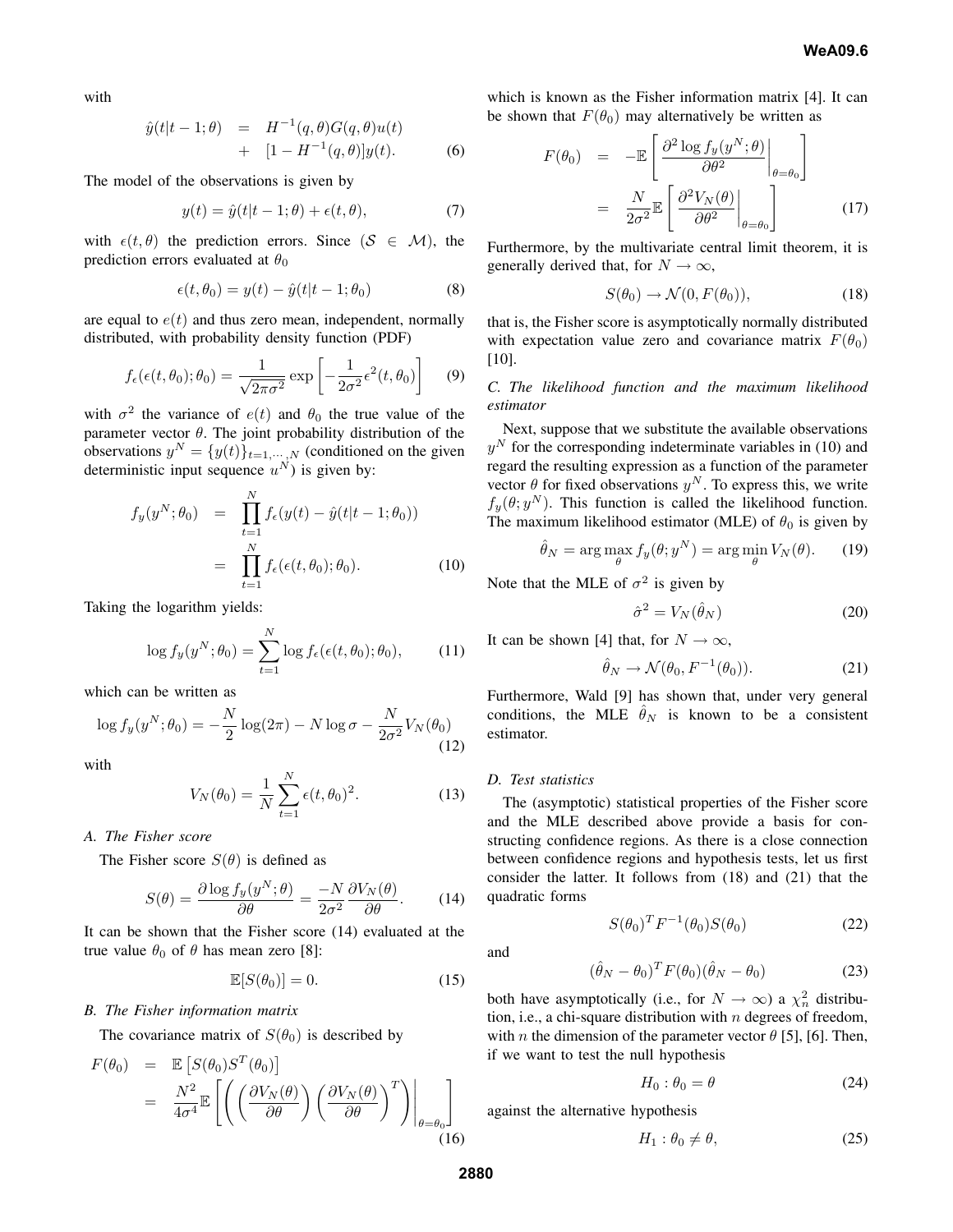with

$$
\begin{aligned}
\hat{y}(t|t-1;\theta) &= H^{-1}(q,\theta)G(q,\theta)u(t) \\
&+ [1 - H^{-1}(q,\theta)]y(t). \qquad (6)
\end{aligned}
$$

The model of the observations is given by

$$
y(t) = \hat{y}(t|t-1;\theta) + \epsilon(t,\theta), \qquad (7)
$$

with $\epsilon(t,\theta)$ the prediction errors. Since $(\mathcal{S} \in \mathcal{M})$, the prediction errors evaluated at $\theta_0$

$$
\epsilon(t,\theta_0) = y(t) - \hat{y}(t|t-1;\theta_0) \qquad (8)
$$

are equal to $e(t)$ and thus zero mean, independent, normally distributed, with probability density function (PDF)

$$
f_\epsilon(\epsilon(t,\theta_0);\theta_0) = \frac{1}{\sqrt{2\pi\sigma^2}} \exp\left[-\frac{1}{2\sigma^2}\epsilon^2(t,\theta_0)\right] \qquad (9)
$$

with $\sigma^2$ the variance of $e(t)$ and $\theta_0$ the true value of the parameter vector $\theta$. The joint probability distribution of the observations $y^N = \{y(t)\}_{t=1,\cdots,N}$ (conditioned on the given deterministic input sequence $u^N$) is given by:

$$
\begin{aligned}
f_y(y^N;\theta_0) &= \prod_{t=1}^{N} f_\epsilon(y(t) - \hat{y}(t|t-1;\theta_0)) \\
&= \prod_{t=1}^{N} f_\epsilon(\epsilon(t,\theta_0);\theta_0). \qquad (10)
\end{aligned}
$$

Taking the logarithm yields:

$$
\log f_y(y^N;\theta_0) = \sum_{t=1}^{N} \log f_\epsilon(\epsilon(t,\theta_0);\theta_0), \qquad (11)
$$

which can be written as

$$
\log f_y(y^N;\theta_0) = -\frac{N}{2}\log(2\pi) - N\log\sigma - \frac{N}{2\sigma^2}V_N(\theta_0) \qquad (12)
$$

with

$$
V_N(\theta_0) = \frac{1}{N}\sum_{t=1}^{N}\epsilon(t,\theta_0)^2. \qquad (13)
$$

### *A. The Fisher score*

The Fisher score $S(\theta)$ is defined as

$$
S(\theta) = \frac{\partial \log f_y(y^N;\theta)}{\partial\theta} = \frac{-N}{2\sigma^2}\frac{\partial V_N(\theta)}{\partial\theta}. \qquad (14)
$$

It can be shown that the Fisher score (14) evaluated at the true value $\theta_0$ of $\theta$ has mean zero [8]:

$$
\mathbb{E}[S(\theta_0)] = 0. \qquad (15)
$$

### *B. The Fisher information matrix*

The covariance matrix of $S(\theta_0)$ is described by

$$
\begin{aligned}
F(\theta_0) &= \mathbb{E}\left[S(\theta_0)S^T(\theta_0)\right] \\
&= \frac{N^2}{4\sigma^4}\mathbb{E}\left[\left(\left(\frac{\partial V_N(\theta)}{\partial\theta}\right)\left(\frac{\partial V_N(\theta)}{\partial\theta}\right)^T\right)\bigg|_{\theta=\theta_0}\right] \qquad (16)
\end{aligned}
$$

which is known as the Fisher information matrix [4]. It can be shown that $F(\theta_0)$ may alternatively be written as

$$
\begin{aligned}
F(\theta_0) &= -\mathbb{E}\left[\frac{\partial^2 \log f_y(y^N;\theta)}{\partial\theta^2}\bigg|_{\theta=\theta_0}\right] \\
&= \frac{N}{2\sigma^2}\mathbb{E}\left[\frac{\partial^2 V_N(\theta)}{\partial\theta^2}\bigg|_{\theta=\theta_0}\right] \qquad (17)
\end{aligned}
$$

Furthermore, by the multivariate central limit theorem, it is generally derived that, for $N \to \infty$,

$$
S(\theta_0) \to \mathcal{N}(0, F(\theta_0)), \qquad (18)
$$

that is, the Fisher score is asymptotically normally distributed with expectation value zero and covariance matrix $F(\theta_0)$ [10].

### *C. The likelihood function and the maximum likelihood estimator*

Next, suppose that we substitute the available observations $y^N$ for the corresponding indeterminate variables in (10) and regard the resulting expression as a function of the parameter vector $\theta$ for fixed observations $y^N$. To express this, we write $f_y(\theta;y^N)$. This function is called the likelihood function. The maximum likelihood estimator (MLE) of $\theta_0$ is given by

$$
\hat{\theta}_N = \arg\max_\theta f_y(\theta;y^N) = \arg\min_\theta V_N(\theta). \qquad (19)
$$

Note that the MLE of $\sigma^2$ is given by

$$
\hat{\sigma}^2 = V_N(\hat{\theta}_N) \qquad (20)
$$

It can be shown [4] that, for $N \to \infty$,

$$
\hat{\theta}_N \to \mathcal{N}(\theta_0, F^{-1}(\theta_0)). \qquad (21)
$$

Furthermore, Wald [9] has shown that, under very general conditions, the MLE $\hat{\theta}_N$ is known to be a consistent estimator.

### *D. Test statistics*

The (asymptotic) statistical properties of the Fisher score and the MLE described above provide a basis for constructing confidence regions. As there is a close connection between confidence regions and hypothesis tests, let us first consider the latter. It follows from (18) and (21) that the quadratic forms

$$
S(\theta_0)^T F^{-1}(\theta_0) S(\theta_0) \qquad (22)
$$

and

$$
(\hat{\theta}_N - \theta_0)^T F(\theta_0)(\hat{\theta}_N - \theta_0) \qquad (23)
$$

both have asymptotically (i.e., for $N \to \infty$) a $\chi^2_n$ distribution, i.e., a chi-square distribution with $n$ degrees of freedom, with $n$ the dimension of the parameter vector $\theta$ [5], [6]. Then, if we want to test the null hypothesis

$$
H_0 : \theta_0 = \theta \qquad (24)
$$

against the alternative hypothesis

$$
H_1 : \theta_0 \neq \theta, \qquad (25)
$$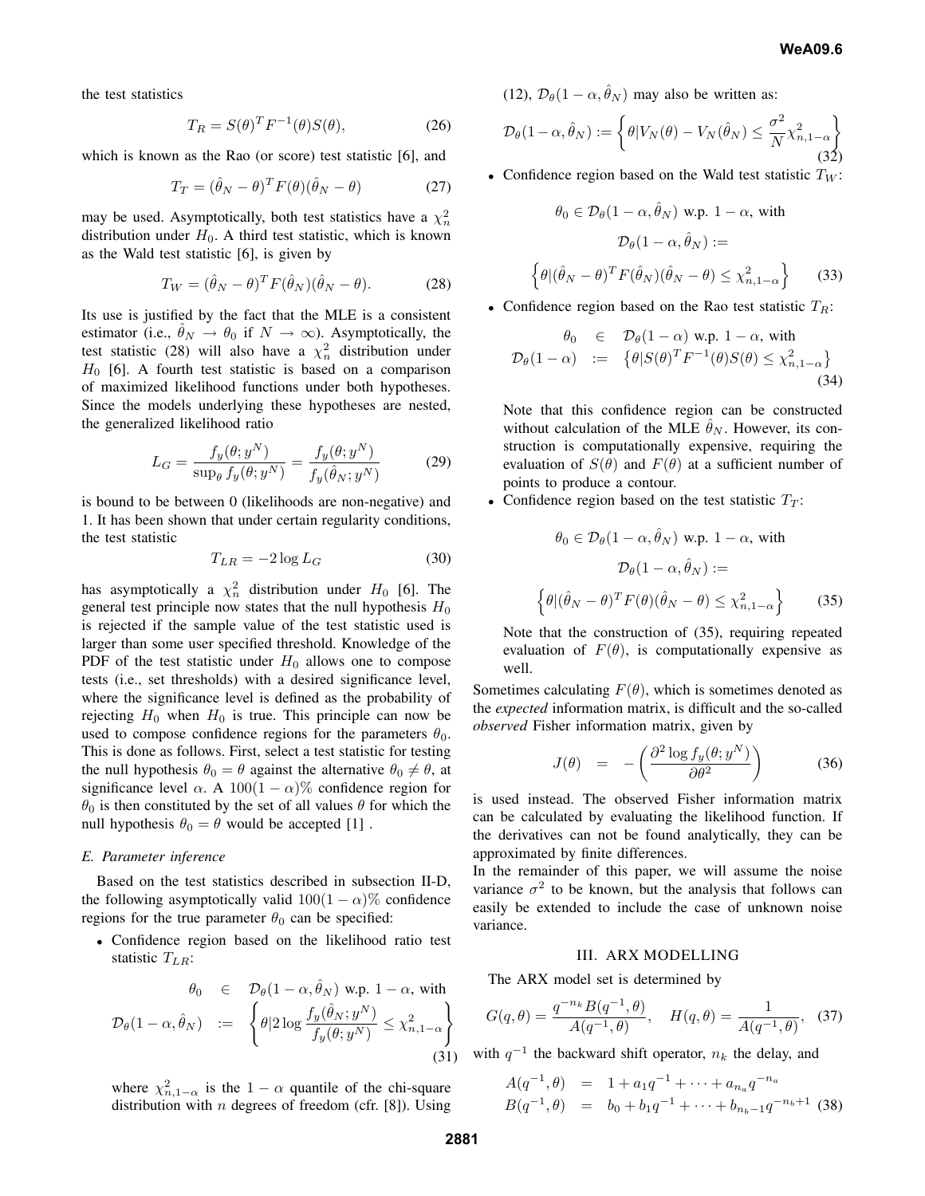the test statistics

$$T_R = S(\theta)^T F^{-1}(\theta) S(\theta), \tag{26}$$

which is known as the Rao (or score) test statistic [6], and

$$T_T = (\hat{\theta}_N - \theta)^T F(\theta)(\hat{\theta}_N - \theta) \tag{27}$$

may be used. Asymptotically, both test statistics have a $\chi^2_n$ distribution under $H_0$. A third test statistic, which is known as the Wald test statistic [6], is given by

$$T_W = (\hat{\theta}_N - \theta)^T F(\hat{\theta}_N)(\hat{\theta}_N - \theta). \tag{28}$$

Its use is justified by the fact that the MLE is a consistent estimator (i.e., $\hat{\theta}_N \to \theta_0$ if $N \to \infty$). Asymptotically, the test statistic (28) will also have a $\chi^2_n$ distribution under $H_0$ [6]. A fourth test statistic is based on a comparison of maximized likelihood functions under both hypotheses. Since the models underlying these hypotheses are nested, the generalized likelihood ratio

$$L_G = \frac{f_y(\theta; y^N)}{\sup_\theta f_y(\theta; y^N)} = \frac{f_y(\theta; y^N)}{f_y(\hat{\theta}_N; y^N)} \tag{29}$$

is bound to be between 0 (likelihoods are non-negative) and 1. It has been shown that under certain regularity conditions, the test statistic

$$T_{LR} = -2 \log L_G \tag{30}$$

has asymptotically a $\chi^2_n$ distribution under $H_0$ [6]. The general test principle now states that the null hypothesis $H_0$ is rejected if the sample value of the test statistic used is larger than some user specified threshold. Knowledge of the PDF of the test statistic under $H_0$ allows one to compose tests (i.e., set thresholds) with a desired significance level, where the significance level is defined as the probability of rejecting $H_0$ when $H_0$ is true. This principle can now be used to compose confidence regions for the parameters $\theta_0$. This is done as follows. First, select a test statistic for testing the null hypothesis $\theta_0 = \theta$ against the alternative $\theta_0 \neq \theta$, at significance level $\alpha$. A $100(1-\alpha)\%$ confidence region for $\theta_0$ is then constituted by the set of all values $\theta$ for which the null hypothesis $\theta_0 = \theta$ would be accepted [1] .

### *E. Parameter inference*

Based on the test statistics described in subsection II-D, the following asymptotically valid $100(1-\alpha)\%$ confidence regions for the true parameter $\theta_0$ can be specified:

- Confidence region based on the likelihood ratio test statistic $T_{LR}$:

$$\begin{aligned} \theta_0 &\in \mathcal{D}_\theta(1-\alpha, \hat{\theta}_N) \text{ w.p. } 1-\alpha, \text{ with} \\ \mathcal{D}_\theta(1-\alpha, \hat{\theta}_N) &:= \left\{ \theta | 2 \log \frac{f_y(\hat{\theta}_N; y^N)}{f_y(\theta; y^N)} \leq \chi^2_{n,1-\alpha} \right\} \end{aligned} \tag{31}$$

  where $\chi^2_{n,1-\alpha}$ is the $1-\alpha$ quantile of the chi-square distribution with $n$ degrees of freedom (cfr. [8]). Using (12), $\mathcal{D}_\theta(1-\alpha, \hat{\theta}_N)$ may also be written as:

$$\mathcal{D}_\theta(1-\alpha, \hat{\theta}_N) := \left\{ \theta | V_N(\theta) - V_N(\hat{\theta}_N) \leq \frac{\sigma^2}{N} \chi^2_{n,1-\alpha} \right\} \tag{32}$$

- Confidence region based on the Wald test statistic $T_W$:

$$\begin{gathered} \theta_0 \in \mathcal{D}_\theta(1-\alpha, \hat{\theta}_N) \text{ w.p. } 1-\alpha, \text{ with} \\ \mathcal{D}_\theta(1-\alpha, \hat{\theta}_N) := \\ \left\{ \theta | (\hat{\theta}_N - \theta)^T F(\hat{\theta}_N)(\hat{\theta}_N - \theta) \leq \chi^2_{n,1-\alpha} \right\} \end{gathered} \tag{33}$$

- Confidence region based on the Rao test statistic $T_R$:

$$\begin{aligned} \theta_0 &\in \mathcal{D}_\theta(1-\alpha) \text{ w.p. } 1-\alpha, \text{ with} \\ \mathcal{D}_\theta(1-\alpha) &:= \left\{ \theta | S(\theta)^T F^{-1}(\theta) S(\theta) \leq \chi^2_{n,1-\alpha} \right\} \end{aligned} \tag{34}$$

  Note that this confidence region can be constructed without calculation of the MLE $\hat{\theta}_N$. However, its construction is computationally expensive, requiring the evaluation of $S(\theta)$ and $F(\theta)$ at a sufficient number of points to produce a contour.

- Confidence region based on the test statistic $T_T$:

$$\begin{gathered} \theta_0 \in \mathcal{D}_\theta(1-\alpha, \hat{\theta}_N) \text{ w.p. } 1-\alpha, \text{ with} \\ \mathcal{D}_\theta(1-\alpha, \hat{\theta}_N) := \\ \left\{ \theta | (\hat{\theta}_N - \theta)^T F(\theta)(\hat{\theta}_N - \theta) \leq \chi^2_{n,1-\alpha} \right\} \end{gathered} \tag{35}$$

  Note that the construction of (35), requiring repeated evaluation of $F(\theta)$, is computationally expensive as well.

Sometimes calculating $F(\theta)$, which is sometimes denoted as the *expected* information matrix, is difficult and the so-called *observed* Fisher information matrix, given by

$$J(\theta) = -\left( \frac{\partial^2 \log f_y(\theta; y^N)}{\partial \theta^2} \right) \tag{36}$$

is used instead. The observed Fisher information matrix can be calculated by evaluating the likelihood function. If the derivatives can not be found analytically, they can be approximated by finite differences.

In the remainder of this paper, we will assume the noise variance $\sigma^2$ to be known, but the analysis that follows can easily be extended to include the case of unknown noise variance.

## III. ARX MODELLING

The ARX model set is determined by

$$G(q, \theta) = \frac{q^{-n_k} B(q^{-1}, \theta)}{A(q^{-1}, \theta)}, \quad H(q, \theta) = \frac{1}{A(q^{-1}, \theta)}, \tag{37}$$

with $q^{-1}$ the backward shift operator, $n_k$ the delay, and

$$\begin{aligned} A(q^{-1}, \theta) &= 1 + a_1 q^{-1} + \cdots + a_{n_a} q^{-n_a} \\ B(q^{-1}, \theta) &= b_0 + b_1 q^{-1} + \cdots + b_{n_b - 1} q^{-n_b + 1} \end{aligned} \tag{38}$$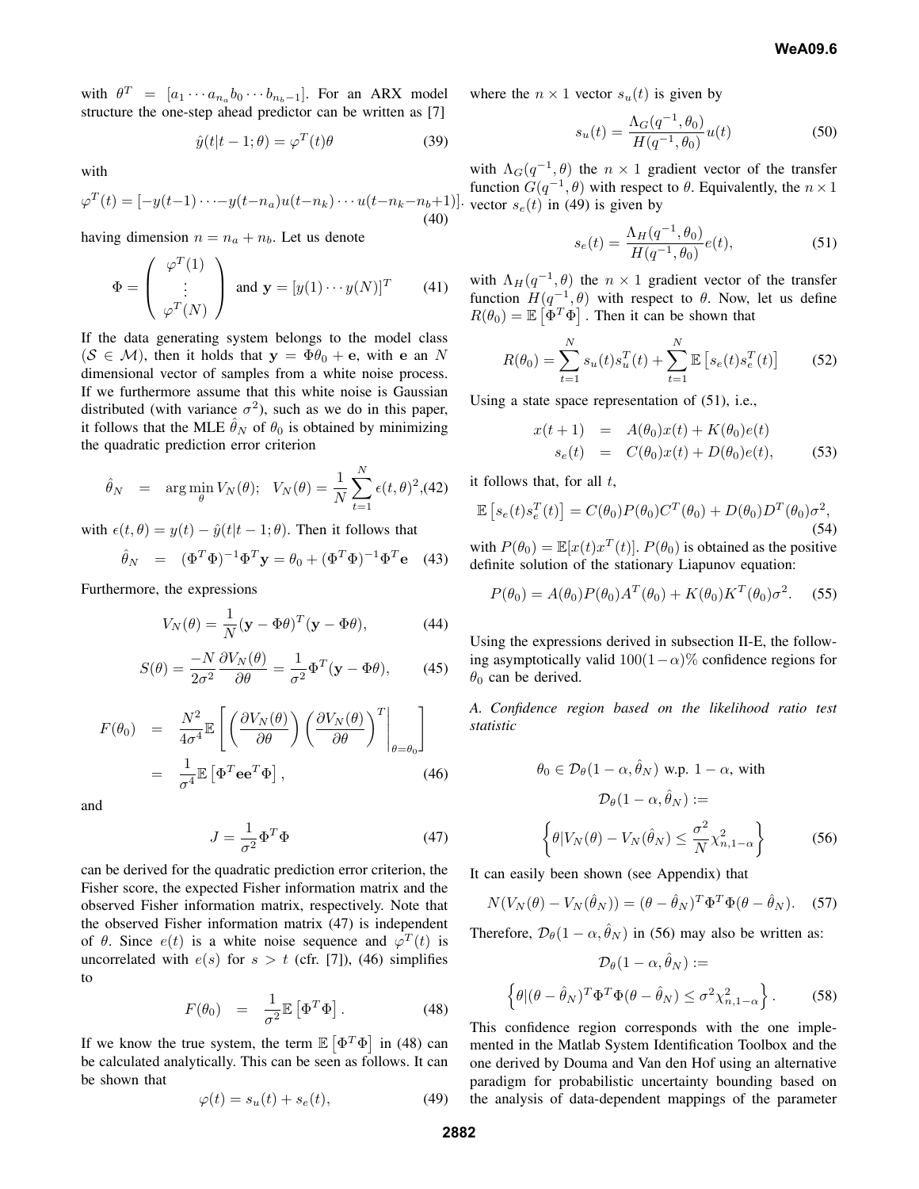with $\theta^T = [a_1 \cdots a_{n_a} b_0 \cdots b_{n_b-1}]$. For an ARX model structure the one-step ahead predictor can be written as [7]

$$\hat{y}(t|t-1;\theta) = \varphi^T(t)\theta \tag{39}$$

with

$$\varphi^T(t) = [-y(t-1) \cdots -y(t-n_a) u(t-n_k) \cdots u(t-n_k-n_b+1)]. \tag{40}$$

having dimension $n = n_a + n_b$. Let us denote

$$\Phi = \begin{pmatrix} \varphi^T(1) \\ \vdots \\ \varphi^T(N) \end{pmatrix} \text{ and } \mathbf{y} = [y(1) \cdots y(N)]^T \tag{41}$$

If the data generating system belongs to the model class ($\mathcal{S} \in \mathcal{M}$), then it holds that $\mathbf{y} = \Phi\theta_0 + \mathbf{e}$, with $\mathbf{e}$ an $N$ dimensional vector of samples from a white noise process. If we furthermore assume that this white noise is Gaussian distributed (with variance $\sigma^2$), such as we do in this paper, it follows that the MLE $\hat{\theta}_N$ of $\theta_0$ is obtained by minimizing the quadratic prediction error criterion

$$\hat{\theta}_N = \arg\min_\theta V_N(\theta); \quad V_N(\theta) = \frac{1}{N}\sum_{t=1}^{N} \epsilon(t,\theta)^2, \tag{42}$$

with $\epsilon(t,\theta) = y(t) - \hat{y}(t|t-1;\theta)$. Then it follows that

$$\hat{\theta}_N = (\Phi^T\Phi)^{-1}\Phi^T\mathbf{y} = \theta_0 + (\Phi^T\Phi)^{-1}\Phi^T\mathbf{e} \tag{43}$$

Furthermore, the expressions

$$V_N(\theta) = \frac{1}{N}(\mathbf{y} - \Phi\theta)^T(\mathbf{y} - \Phi\theta), \tag{44}$$

$$S(\theta) = \frac{-N}{2\sigma^2}\frac{\partial V_N(\theta)}{\partial\theta} = \frac{1}{\sigma^2}\Phi^T(\mathbf{y} - \Phi\theta), \tag{45}$$

$$\begin{aligned} F(\theta_0) &= \frac{N^2}{4\sigma^4}\mathbb{E}\left[\left(\frac{\partial V_N(\theta)}{\partial\theta}\right)\left(\frac{\partial V_N(\theta)}{\partial\theta}\right)^T\Bigg|_{\theta=\theta_0}\right] \\ &= \frac{1}{\sigma^4}\mathbb{E}\left[\Phi^T\mathbf{e}\mathbf{e}^T\Phi\right], \end{aligned} \tag{46}$$

and

$$J = \frac{1}{\sigma^2}\Phi^T\Phi \tag{47}$$

can be derived for the quadratic prediction error criterion, the Fisher score, the expected Fisher information matrix and the observed Fisher information matrix, respectively. Note that the observed Fisher information matrix (47) is independent of $\theta$. Since $e(t)$ is a white noise sequence and $\varphi^T(t)$ is uncorrelated with $e(s)$ for $s > t$ (cfr. [7]), (46) simplifies to

$$F(\theta_0) = \frac{1}{\sigma^2}\mathbb{E}\left[\Phi^T\Phi\right]. \tag{48}$$

If we know the true system, the term $\mathbb{E}\left[\Phi^T\Phi\right]$ in (48) can be calculated analytically. This can be seen as follows. It can be shown that

$$\varphi(t) = s_u(t) + s_e(t), \tag{49}$$

where the $n \times 1$ vector $s_u(t)$ is given by

$$s_u(t) = \frac{\Lambda_G(q^{-1},\theta_0)}{H(q^{-1},\theta_0)}u(t) \tag{50}$$

with $\Lambda_G(q^{-1},\theta)$ the $n \times 1$ gradient vector of the transfer function $G(q^{-1},\theta)$ with respect to $\theta$. Equivalently, the $n \times 1$ vector $s_e(t)$ in (49) is given by

$$s_e(t) = \frac{\Lambda_H(q^{-1},\theta_0)}{H(q^{-1},\theta_0)}e(t), \tag{51}$$

with $\Lambda_H(q^{-1},\theta)$ the $n \times 1$ gradient vector of the transfer function $H(q^{-1},\theta)$ with respect to $\theta$. Now, let us define $R(\theta_0) = \mathbb{E}\left[\Phi^T\Phi\right]$. Then it can be shown that

$$R(\theta_0) = \sum_{t=1}^{N} s_u(t)s_u^T(t) + \sum_{t=1}^{N}\mathbb{E}\left[s_e(t)s_e^T(t)\right] \tag{52}$$

Using a state space representation of (51), i.e.,

$$\begin{aligned} x(t+1) &= A(\theta_0)x(t) + K(\theta_0)e(t) \\ s_e(t) &= C(\theta_0)x(t) + D(\theta_0)e(t), \end{aligned} \tag{53}$$

it follows that, for all $t$,

$$\mathbb{E}\left[s_e(t)s_e^T(t)\right] = C(\theta_0)P(\theta_0)C^T(\theta_0) + D(\theta_0)D^T(\theta_0)\sigma^2, \tag{54}$$

with $P(\theta_0) = \mathbb{E}[x(t)x^T(t)]$. $P(\theta_0)$ is obtained as the positive definite solution of the stationary Liapunov equation:

$$P(\theta_0) = A(\theta_0)P(\theta_0)A^T(\theta_0) + K(\theta_0)K^T(\theta_0)\sigma^2. \tag{55}$$

Using the expressions derived in subsection II-E, the following asymptotically valid $100(1-\alpha)\%$ confidence regions for $\theta_0$ can be derived.

### *A. Confidence region based on the likelihood ratio test statistic*

$$\theta_0 \in \mathcal{D}_\theta(1-\alpha,\hat{\theta}_N) \text{ w.p. } 1-\alpha, \text{ with}$$

$$\mathcal{D}_\theta(1-\alpha,\hat{\theta}_N) :=$$

$$\left\{\theta | V_N(\theta) - V_N(\hat{\theta}_N) \leq \frac{\sigma^2}{N}\chi^2_{n,1-\alpha}\right\} \tag{56}$$

It can easily been shown (see Appendix) that

$$N(V_N(\theta) - V_N(\hat{\theta}_N)) = (\theta - \hat{\theta}_N)^T\Phi^T\Phi(\theta - \hat{\theta}_N). \tag{57}$$

Therefore, $\mathcal{D}_\theta(1-\alpha,\hat{\theta}_N)$ in (56) may also be written as:

$$\mathcal{D}_\theta(1-\alpha,\hat{\theta}_N) :=$$

$$\left\{\theta | (\theta - \hat{\theta}_N)^T\Phi^T\Phi(\theta - \hat{\theta}_N) \leq \sigma^2\chi^2_{n,1-\alpha}\right\}. \tag{58}$$

This confidence region corresponds with the one implemented in the Matlab System Identification Toolbox and the one derived by Douma and Van den Hof using an alternative paradigm for probabilistic uncertainty bounding based on the analysis of data-dependent mappings of the parameter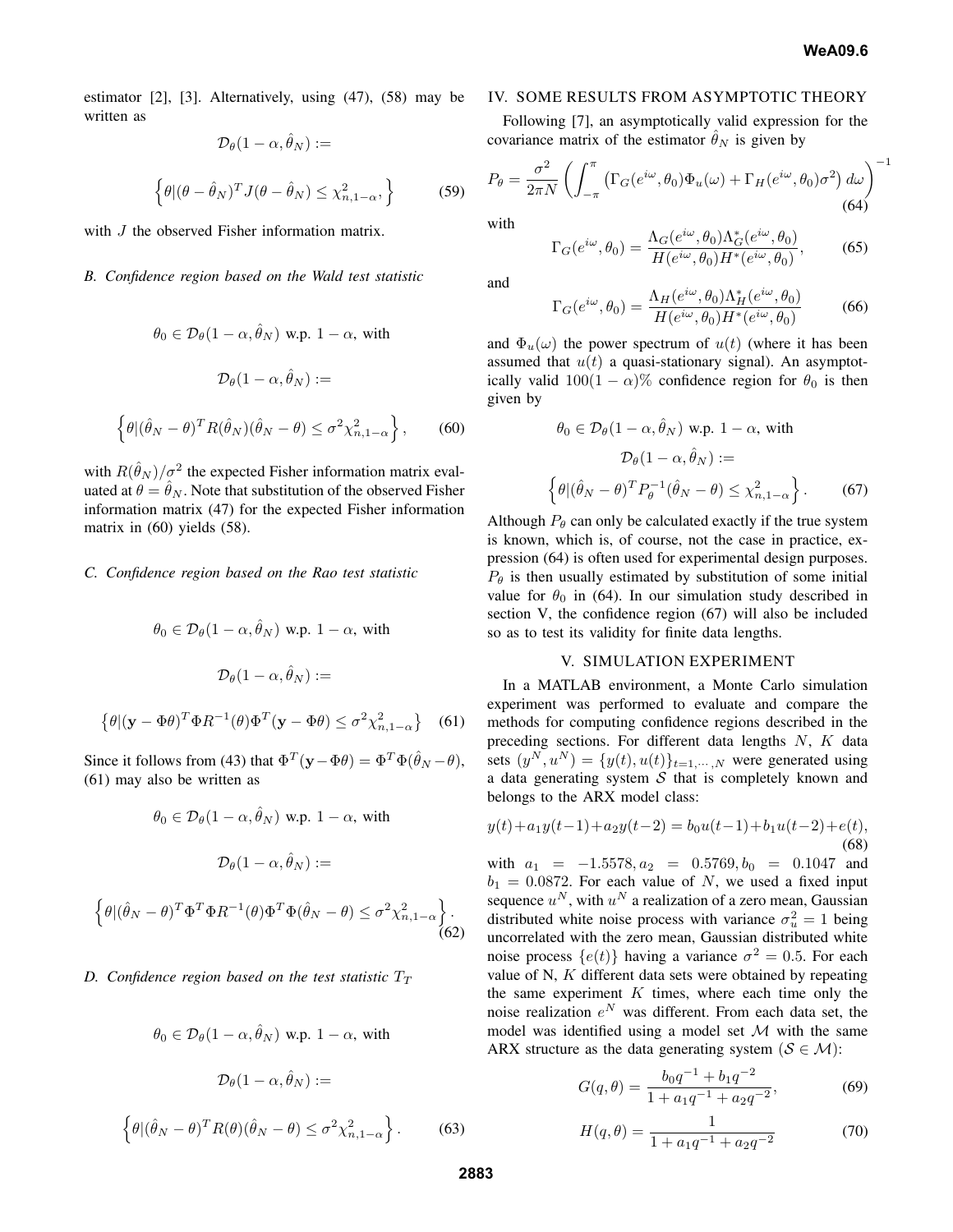estimator [2], [3]. Alternatively, using (47), (58) may be written as

$$\mathcal{D}_\theta(1-\alpha, \hat{\theta}_N) :=$$

$$\left\{\theta | (\theta - \hat{\theta}_N)^T J (\theta - \hat{\theta}_N) \leq \chi^2_{n,1-\alpha}, \right\} \tag{59}$$

with $J$ the observed Fisher information matrix.

### *B. Confidence region based on the Wald test statistic*

$$\theta_0 \in \mathcal{D}_\theta(1-\alpha, \hat{\theta}_N) \text{ w.p. } 1-\alpha, \text{ with}$$

$$\mathcal{D}_\theta(1-\alpha, \hat{\theta}_N) :=$$

$$\left\{\theta | (\hat{\theta}_N - \theta)^T R(\hat{\theta}_N)(\hat{\theta}_N - \theta) \leq \sigma^2 \chi^2_{n,1-\alpha} \right\}, \tag{60}$$

with $R(\hat{\theta}_N)/\sigma^2$ the expected Fisher information matrix evaluated at $\theta = \hat{\theta}_N$. Note that substitution of the observed Fisher information matrix (47) for the expected Fisher information matrix in (60) yields (58).

### *C. Confidence region based on the Rao test statistic*

$$\theta_0 \in \mathcal{D}_\theta(1-\alpha, \hat{\theta}_N) \text{ w.p. } 1-\alpha, \text{ with}$$

$$\mathcal{D}_\theta(1-\alpha, \hat{\theta}_N) :=$$

$$\left\{\theta | (\mathbf{y} - \Phi\theta)^T \Phi R^{-1}(\theta) \Phi^T (\mathbf{y} - \Phi\theta) \leq \sigma^2 \chi^2_{n,1-\alpha} \right\} \tag{61}$$

Since it follows from (43) that $\Phi^T(\mathbf{y} - \Phi\theta) = \Phi^T\Phi(\hat{\theta}_N - \theta)$, (61) may also be written as

$$\theta_0 \in \mathcal{D}_\theta(1-\alpha, \hat{\theta}_N) \text{ w.p. } 1-\alpha, \text{ with}$$

$$\mathcal{D}_\theta(1-\alpha, \hat{\theta}_N) :=$$

$$\left\{\theta | (\hat{\theta}_N - \theta)^T \Phi^T \Phi R^{-1}(\theta) \Phi^T \Phi (\hat{\theta}_N - \theta) \leq \sigma^2 \chi^2_{n,1-\alpha} \right\}. \tag{62}$$

### *D. Confidence region based on the test statistic $T_T$*

$$\theta_0 \in \mathcal{D}_\theta(1-\alpha, \hat{\theta}_N) \text{ w.p. } 1-\alpha, \text{ with}$$

$$\mathcal{D}_\theta(1-\alpha, \hat{\theta}_N) :=$$

$$\left\{\theta | (\hat{\theta}_N - \theta)^T R(\theta)(\hat{\theta}_N - \theta) \leq \sigma^2 \chi^2_{n,1-\alpha} \right\}. \tag{63}$$

## IV. SOME RESULTS FROM ASYMPTOTIC THEORY

Following [7], an asymptotically valid expression for the covariance matrix of the estimator $\hat{\theta}_N$ is given by

$$P_\theta = \frac{\sigma^2}{2\pi N} \left( \int_{-\pi}^{\pi} \left( \Gamma_G(e^{i\omega}, \theta_0) \Phi_u(\omega) + \Gamma_H(e^{i\omega}, \theta_0)\sigma^2 \right) d\omega \right)^{-1} \tag{64}$$

with

$$\Gamma_G(e^{i\omega}, \theta_0) = \frac{\Lambda_G(e^{i\omega}, \theta_0)\Lambda_G^*(e^{i\omega}, \theta_0)}{H(e^{i\omega}, \theta_0)H^*(e^{i\omega}, \theta_0)}, \tag{65}$$

and

$$\Gamma_G(e^{i\omega}, \theta_0) = \frac{\Lambda_H(e^{i\omega}, \theta_0)\Lambda_H^*(e^{i\omega}, \theta_0)}{H(e^{i\omega}, \theta_0)H^*(e^{i\omega}, \theta_0)} \tag{66}$$

and $\Phi_u(\omega)$ the power spectrum of $u(t)$ (where it has been assumed that $u(t)$ a quasi-stationary signal). An asymptotically valid $100(1-\alpha)\%$ confidence region for $\theta_0$ is then given by

$$\theta_0 \in \mathcal{D}_\theta(1-\alpha, \hat{\theta}_N) \text{ w.p. } 1-\alpha, \text{ with}$$

$$\mathcal{D}_\theta(1-\alpha, \hat{\theta}_N) :=$$

$$\left\{\theta | (\hat{\theta}_N - \theta)^T P_\theta^{-1} (\hat{\theta}_N - \theta) \leq \chi^2_{n,1-\alpha} \right\}. \tag{67}$$

Although $P_\theta$ can only be calculated exactly if the true system is known, which is, of course, not the case in practice, expression (64) is often used for experimental design purposes. $P_\theta$ is then usually estimated by substitution of some initial value for $\theta_0$ in (64). In our simulation study described in section V, the confidence region (67) will also be included so as to test its validity for finite data lengths.

## V. SIMULATION EXPERIMENT

In a MATLAB environment, a Monte Carlo simulation experiment was performed to evaluate and compare the methods for computing confidence regions described in the preceding sections. For different data lengths $N$, $K$ data sets $(y^N, u^N) = \{y(t), u(t)\}_{t=1,\cdots,N}$ were generated using a data generating system $\mathcal{S}$ that is completely known and belongs to the ARX model class:

$$y(t) + a_1 y(t-1) + a_2 y(t-2) = b_0 u(t-1) + b_1 u(t-2) + e(t), \tag{68}$$

with $a_1 = -1.5578, a_2 = 0.5769, b_0 = 0.1047$ and $b_1 = 0.0872$. For each value of $N$, we used a fixed input sequence $u^N$, with $u^N$ a realization of a zero mean, Gaussian distributed white noise process with variance $\sigma_u^2 = 1$ being uncorrelated with the zero mean, Gaussian distributed white noise process $\{e(t)\}$ having a variance $\sigma^2 = 0.5$. For each value of N, $K$ different data sets were obtained by repeating the same experiment $K$ times, where each time only the noise realization $e^N$ was different. From each data set, the model was identified using a model set $\mathcal{M}$ with the same ARX structure as the data generating system ($\mathcal{S} \in \mathcal{M}$):

$$G(q, \theta) = \frac{b_0 q^{-1} + b_1 q^{-2}}{1 + a_1 q^{-1} + a_2 q^{-2}}, \tag{69}$$

$$H(q, \theta) = \frac{1}{1 + a_1 q^{-1} + a_2 q^{-2}} \tag{70}$$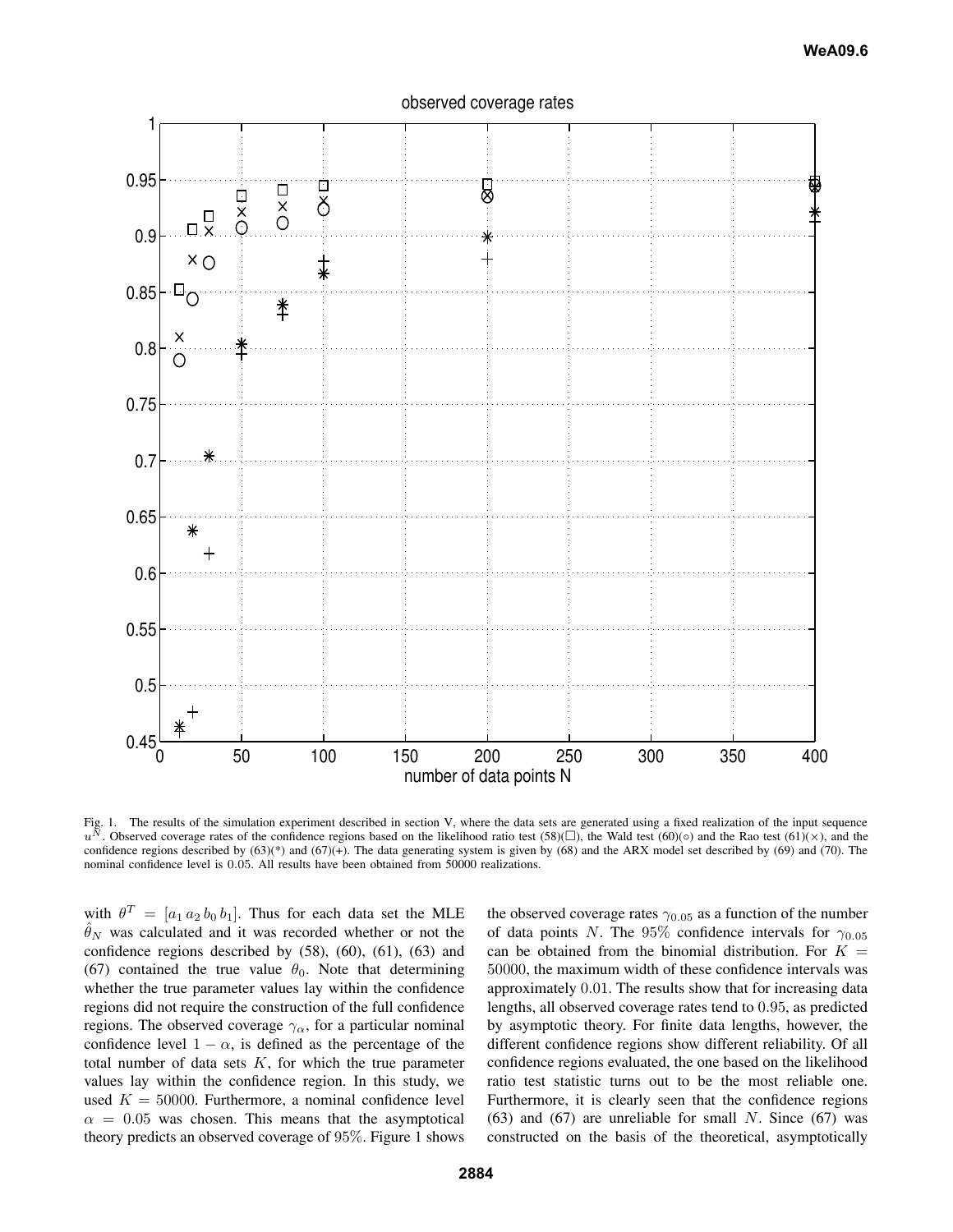Fig. 1. The results of the simulation experiment described in section V, where the data sets are generated using a fixed realization of the input sequence $u^N$. Observed coverage rates of the confidence regions based on the likelihood ratio test (58)(□), the Wald test (60)(○) and the Rao test (61)(×), and the confidence regions described by (63)(*) and (67)(+). The data generating system is given by (68) and the ARX model set described by (69) and (70). The nominal confidence level is 0.05. All results have been obtained from 50000 realizations.

with $\theta^T = [a_1\, a_2\, b_0\, b_1]$. Thus for each data set the MLE $\hat{\theta}_N$ was calculated and it was recorded whether or not the confidence regions described by (58), (60), (61), (63) and (67) contained the true value $\theta_0$. Note that determining whether the true parameter values lay within the confidence regions did not require the construction of the full confidence regions. The observed coverage $\gamma_\alpha$, for a particular nominal confidence level $1 - \alpha$, is defined as the percentage of the total number of data sets $K$, for which the true parameter values lay within the confidence region. In this study, we used $K = 50000$. Furthermore, a nominal confidence level $\alpha = 0.05$ was chosen. This means that the asymptotical theory predicts an observed coverage of 95%. Figure 1 shows the observed coverage rates $\gamma_{0.05}$ as a function of the number of data points $N$. The 95% confidence intervals for $\gamma_{0.05}$ can be obtained from the binomial distribution. For $K = 50000$, the maximum width of these confidence intervals was approximately 0.01. The results show that for increasing data lengths, all observed coverage rates tend to 0.95, as predicted by asymptotic theory. For finite data lengths, however, the different confidence regions show different reliability. Of all confidence regions evaluated, the one based on the likelihood ratio test statistic turns out to be the most reliable one. Furthermore, it is clearly seen that the confidence regions (63) and (67) are unreliable for small $N$. Since (67) was constructed on the basis of the theoretical, asymptotically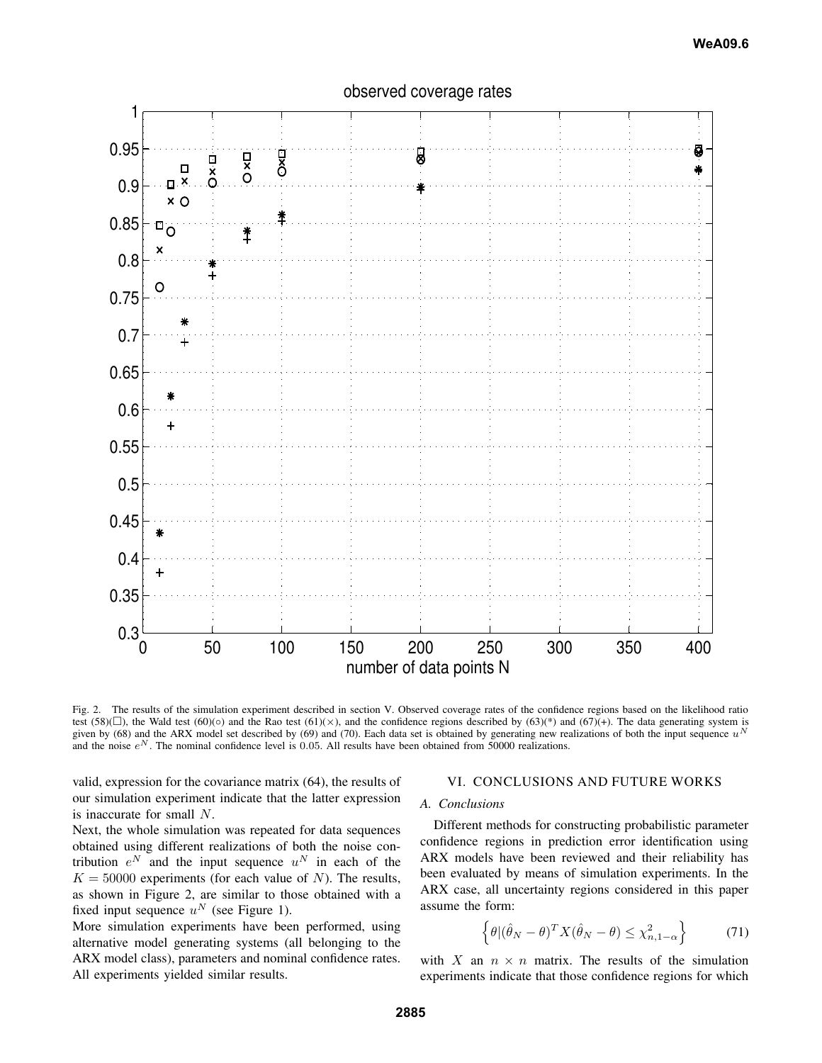Fig. 2. The results of the simulation experiment described in section V. Observed coverage rates of the confidence regions based on the likelihood ratio test (58)(□), the Wald test (60)(○) and the Rao test (61)(×), and the confidence regions described by (63)(*) and (67)(+). The data generating system is given by (68) and the ARX model set described by (69) and (70). Each data set is obtained by generating new realizations of both the input sequence $u^N$ and the noise $e^N$. The nominal confidence level is 0.05. All results have been obtained from 50000 realizations.

valid, expression for the covariance matrix (64), the results of our simulation experiment indicate that the latter expression is inaccurate for small $N$.

Next, the whole simulation was repeated for data sequences obtained using different realizations of both the noise contribution $e^N$ and the input sequence $u^N$ in each of the $K = 50000$ experiments (for each value of $N$). The results, as shown in Figure 2, are similar to those obtained with a fixed input sequence $u^N$ (see Figure 1).

More simulation experiments have been performed, using alternative model generating systems (all belonging to the ARX model class), parameters and nominal confidence rates. All experiments yielded similar results.

## VI. CONCLUSIONS AND FUTURE WORKS

### A. Conclusions

Different methods for constructing probabilistic parameter confidence regions in prediction error identification using ARX models have been reviewed and their reliability has been evaluated by means of simulation experiments. In the ARX case, all uncertainty regions considered in this paper assume the form:

$$\left\{\theta|(\hat{\theta}_N - \theta)^T X(\hat{\theta}_N - \theta) \leq \chi^2_{n,1-\alpha}\right\} \tag{71}$$

with $X$ an $n \times n$ matrix. The results of the simulation experiments indicate that those confidence regions for which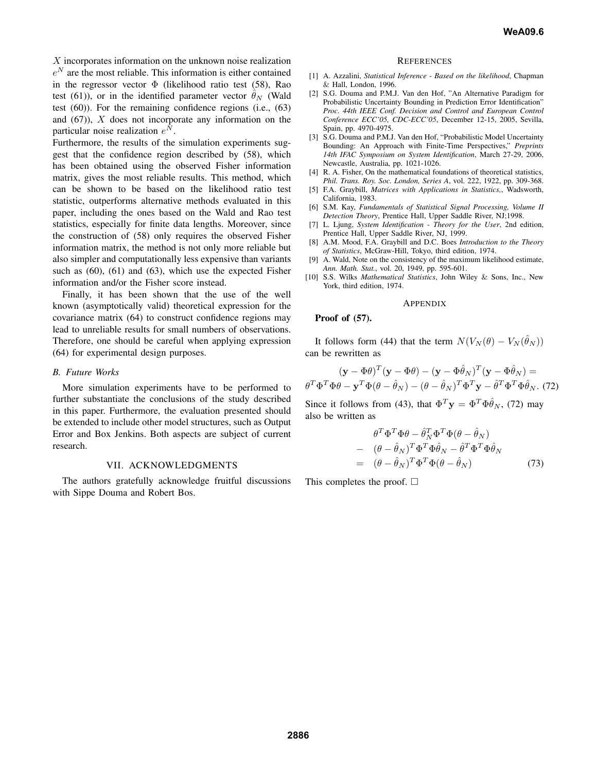$X$ incorporates information on the unknown noise realization $e^N$ are the most reliable. This information is either contained in the regressor vector $\Phi$ (likelihood ratio test (58), Rao test (61)), or in the identified parameter vector $\hat{\theta}_N$ (Wald test (60)). For the remaining confidence regions (i.e., (63) and (67)), $X$ does not incorporate any information on the particular noise realization $e^N$.

Furthermore, the results of the simulation experiments suggest that the confidence region described by (58), which has been obtained using the observed Fisher information matrix, gives the most reliable results. This method, which can be shown to be based on the likelihood ratio test statistic, outperforms alternative methods evaluated in this paper, including the ones based on the Wald and Rao test statistics, especially for finite data lengths. Moreover, since the construction of (58) only requires the observed Fisher information matrix, the method is not only more reliable but also simpler and computationally less expensive than variants such as (60), (61) and (63), which use the expected Fisher information and/or the Fisher score instead.

Finally, it has been shown that the use of the well known (asymptotically valid) theoretical expression for the covariance matrix (64) to construct confidence regions may lead to unreliable results for small numbers of observations. Therefore, one should be careful when applying expression (64) for experimental design purposes.

### *B. Future Works*

More simulation experiments have to be performed to further substantiate the conclusions of the study described in this paper. Furthermore, the evaluation presented should be extended to include other model structures, such as Output Error and Box Jenkins. Both aspects are subject of current research.

## VII. ACKNOWLEDGMENTS

The authors gratefully acknowledge fruitful discussions with Sippe Douma and Robert Bos.

## REFERENCES

[1] A. Azzalini, *Statistical Inference - Based on the likelihood*, Chapman & Hall, London, 1996.

[2] S.G. Douma and P.M.J. Van den Hof, "An Alternative Paradigm for Probabilistic Uncertainty Bounding in Prediction Error Identification" *Proc. 44th IEEE Conf. Decision and Control and European Control Conference ECC'05, CDC-ECC'05*, December 12-15, 2005, Sevilla, Spain, pp. 4970-4975.

[3] S.G. Douma and P.M.J. Van den Hof, "Probabilistic Model Uncertainty Bounding: An Approach with Finite-Time Perspectives," *Preprints 14th IFAC Symposium on System Identification*, March 27-29, 2006, Newcastle, Australia, pp. 1021-1026.

[4] R. A. Fisher, On the mathematical foundations of theoretical statistics, *Phil. Trans. Roy. Soc. London, Series A*, vol. 222, 1922, pp. 309-368.

[5] F.A. Graybill, *Matrices with Applications in Statistics,*, Wadsworth, California, 1983.

[6] S.M. Kay, *Fundamentals of Statistical Signal Processing, Volume II Detection Theory*, Prentice Hall, Upper Saddle River, NJ;1998.

[7] L. Ljung, *System Identification - Theory for the User*, 2nd edition, Prentice Hall, Upper Saddle River, NJ, 1999.

[8] A.M. Mood, F.A. Graybill and D.C. Boes *Introduction to the Theory of Statistics*, McGraw-Hill, Tokyo, third edition, 1974.

[9] A. Wald, Note on the consistency of the maximum likelihood estimate, *Ann. Math. Stat.*, vol. 20, 1949, pp. 595-601.

[10] S.S. Wilks *Mathematical Statistics*, John Wiley & Sons, Inc., New York, third edition, 1974.

## APPENDIX

**Proof of (57).**

It follows form (44) that the term $N(V_N(\theta) - V_N(\hat{\theta}_N))$ can be rewritten as

$$(\mathbf{y} - \Phi\theta)^T(\mathbf{y} - \Phi\theta) - (\mathbf{y} - \Phi\hat{\theta}_N)^T(\mathbf{y} - \Phi\hat{\theta}_N) =$$
$$\theta^T\Phi^T\Phi\theta - \mathbf{y}^T\Phi(\theta - \hat{\theta}_N) - (\theta - \hat{\theta}_N)^T\Phi^T\mathbf{y} - \hat{\theta}^T\Phi^T\Phi\hat{\theta}_N. \quad (72)$$

Since it follows from (43), that $\Phi^T\mathbf{y} = \Phi^T\Phi\hat{\theta}_N$, (72) may also be written as

$$\begin{aligned}
& \theta^T\Phi^T\Phi\theta - \hat{\theta}_N^T\Phi^T\Phi(\theta - \hat{\theta}_N) \\
- \quad & (\theta - \hat{\theta}_N)^T\Phi^T\Phi\hat{\theta}_N - \hat{\theta}^T\Phi^T\Phi\hat{\theta}_N \\
= \quad & (\theta - \hat{\theta}_N)^T\Phi^T\Phi(\theta - \hat{\theta}_N) \qquad (73)
\end{aligned}$$

This completes the proof. □